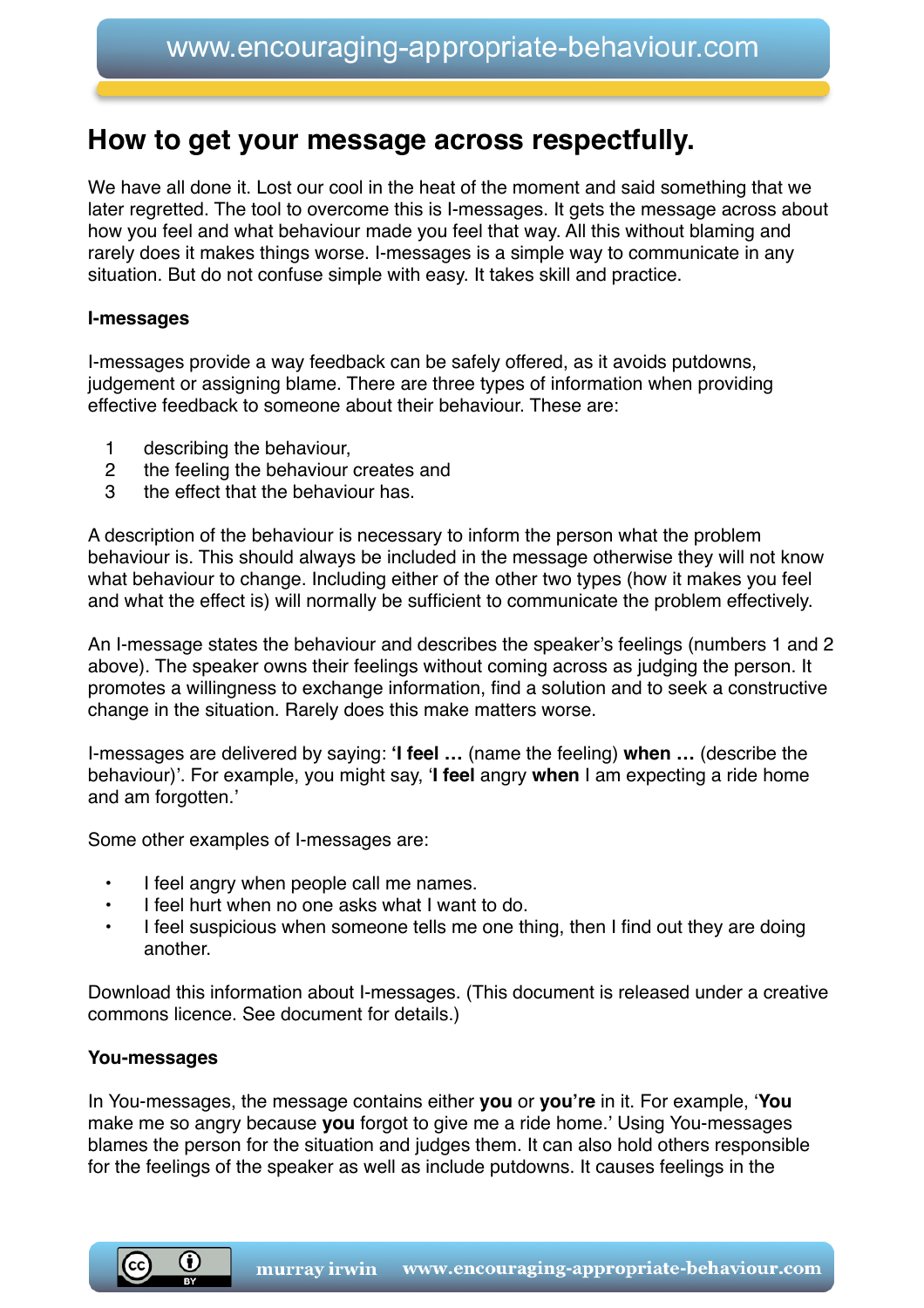# How to get your message across respectfully.

We have all done it. Lost our cool in the heat of the moment and said something that we later regretted. The tool to overcome this is I-messages. It gets the message across about how you feel and what behaviour made you feel that way. All this without blaming and rarely does it makes things worse. I-messages is a simple way to communicate in any situation. But do not confuse simple with easy. It takes skill and practice.

**I-messages**

I-messages provide a way feedback can be safely offered, as it avoids putdowns, judgement or assigning blame. There are three types of information when providing effective feedback to someone about their behaviour. These are:

1. describing the behaviour,
2. the feeling the behaviour creates and
3. the effect that the behaviour has.

A description of the behaviour is necessary to inform the person what the problem behaviour is. This should always be included in the message otherwise they will not know what behaviour to change. Including either of the other two types (how it makes you feel and what the effect is) will normally be sufficient to communicate the problem effectively.

An I-message states the behaviour and describes the speaker's feelings (numbers 1 and 2 above). The speaker owns their feelings without coming across as judging the person. It promotes a willingness to exchange information, find a solution and to seek a constructive change in the situation. Rarely does this make matters worse.

I-messages are delivered by saying: **'I feel …** (name the feeling) **when …** (describe the behaviour)'. For example, you might say, '**I feel** angry **when** I am expecting a ride home and am forgotten.'

Some other examples of I-messages are:

- I feel angry when people call me names.
- I feel hurt when no one asks what I want to do.
- I feel suspicious when someone tells me one thing, then I find out they are doing another.

Download this information about I-messages. (This document is released under a creative commons licence. See document for details.)

**You-messages**

In You-messages, the message contains either **you** or **you're** in it. For example, '**You** make me so angry because **you** forgot to give me a ride home.' Using You-messages blames the person for the situation and judges them. It can also hold others responsible for the feelings of the speaker as well as include putdowns. It causes feelings in the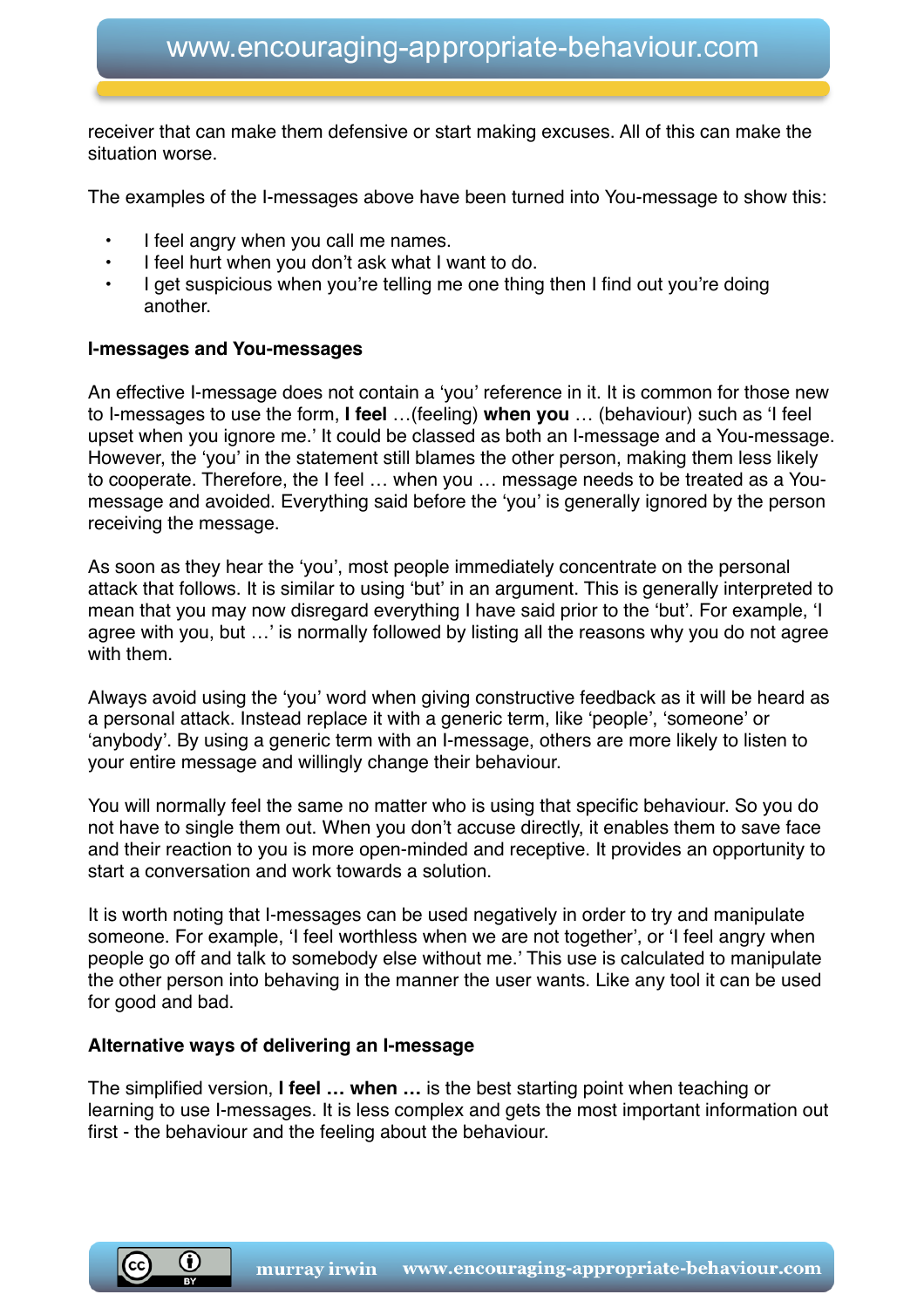receiver that can make them defensive or start making excuses. All of this can make the situation worse.

The examples of the I-messages above have been turned into You-message to show this:

- I feel angry when you call me names.
- I feel hurt when you don't ask what I want to do.
- I get suspicious when you're telling me one thing then I find out you're doing another.

**I-messages and You-messages**

An effective I-message does not contain a 'you' reference in it. It is common for those new to I-messages to use the form, **I feel** …(feeling) **when you** … (behaviour) such as 'I feel upset when you ignore me.' It could be classed as both an I-message and a You-message. However, the 'you' in the statement still blames the other person, making them less likely to cooperate. Therefore, the I feel … when you … message needs to be treated as a You-message and avoided. Everything said before the 'you' is generally ignored by the person receiving the message.

As soon as they hear the 'you', most people immediately concentrate on the personal attack that follows. It is similar to using 'but' in an argument. This is generally interpreted to mean that you may now disregard everything I have said prior to the 'but'. For example, 'I agree with you, but …' is normally followed by listing all the reasons why you do not agree with them.

Always avoid using the 'you' word when giving constructive feedback as it will be heard as a personal attack. Instead replace it with a generic term, like 'people', 'someone' or 'anybody'. By using a generic term with an I-message, others are more likely to listen to your entire message and willingly change their behaviour.

You will normally feel the same no matter who is using that specific behaviour. So you do not have to single them out. When you don't accuse directly, it enables them to save face and their reaction to you is more open-minded and receptive. It provides an opportunity to start a conversation and work towards a solution.

It is worth noting that I-messages can be used negatively in order to try and manipulate someone. For example, 'I feel worthless when we are not together', or 'I feel angry when people go off and talk to somebody else without me.' This use is calculated to manipulate the other person into behaving in the manner the user wants. Like any tool it can be used for good and bad.

**Alternative ways of delivering an I-message**

The simplified version, **I feel … when …** is the best starting point when teaching or learning to use I-messages. It is less complex and gets the most important information out first - the behaviour and the feeling about the behaviour.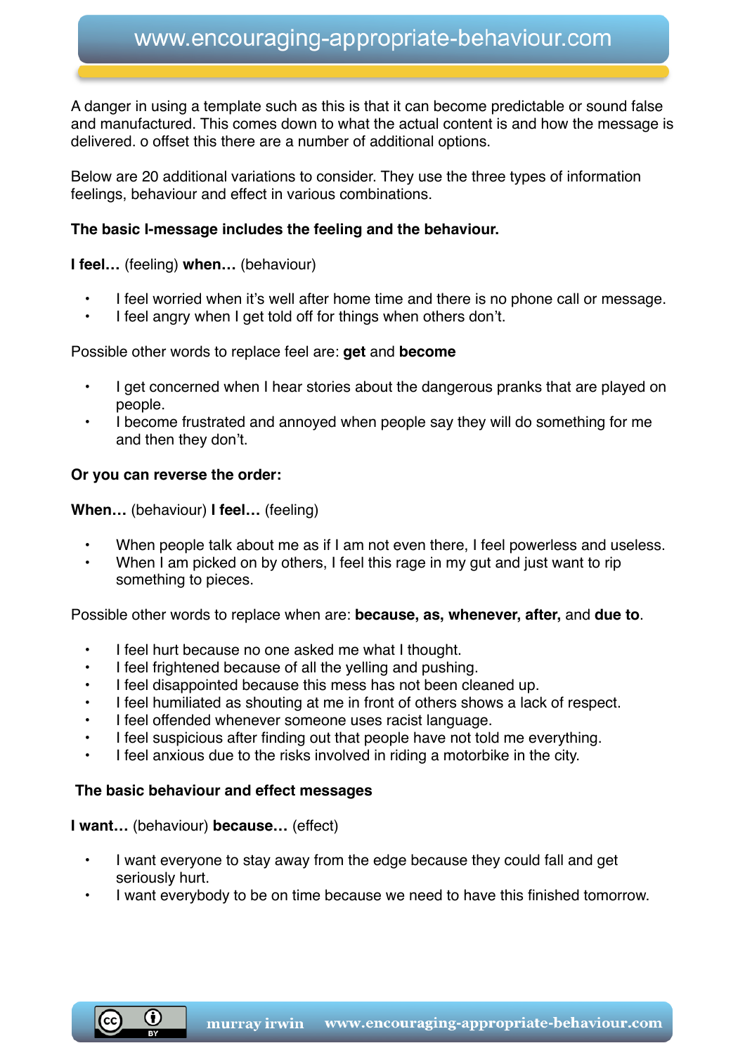A danger in using a template such as this is that it can become predictable or sound false and manufactured. This comes down to what the actual content is and how the message is delivered. o offset this there are a number of additional options.

Below are 20 additional variations to consider. They use the three types of information feelings, behaviour and effect in various combinations.

**The basic I-message includes the feeling and the behaviour.**

**I feel…** (feeling) **when…** (behaviour)

- I feel worried when it's well after home time and there is no phone call or message.
- I feel angry when I get told off for things when others don't.

Possible other words to replace feel are: **get** and **become**

- I get concerned when I hear stories about the dangerous pranks that are played on people.
- I become frustrated and annoyed when people say they will do something for me and then they don't.

**Or you can reverse the order:**

**When…** (behaviour) **I feel…** (feeling)

- When people talk about me as if I am not even there, I feel powerless and useless.
- When I am picked on by others, I feel this rage in my gut and just want to rip something to pieces.

Possible other words to replace when are: **because, as, whenever, after,** and **due to**.

- I feel hurt because no one asked me what I thought.
- I feel frightened because of all the yelling and pushing.
- I feel disappointed because this mess has not been cleaned up.
- I feel humiliated as shouting at me in front of others shows a lack of respect.
- I feel offended whenever someone uses racist language.
- I feel suspicious after finding out that people have not told me everything.
- I feel anxious due to the risks involved in riding a motorbike in the city.

**The basic behaviour and effect messages**

**I want…** (behaviour) **because…** (effect)

- I want everyone to stay away from the edge because they could fall and get seriously hurt.
- I want everybody to be on time because we need to have this finished tomorrow.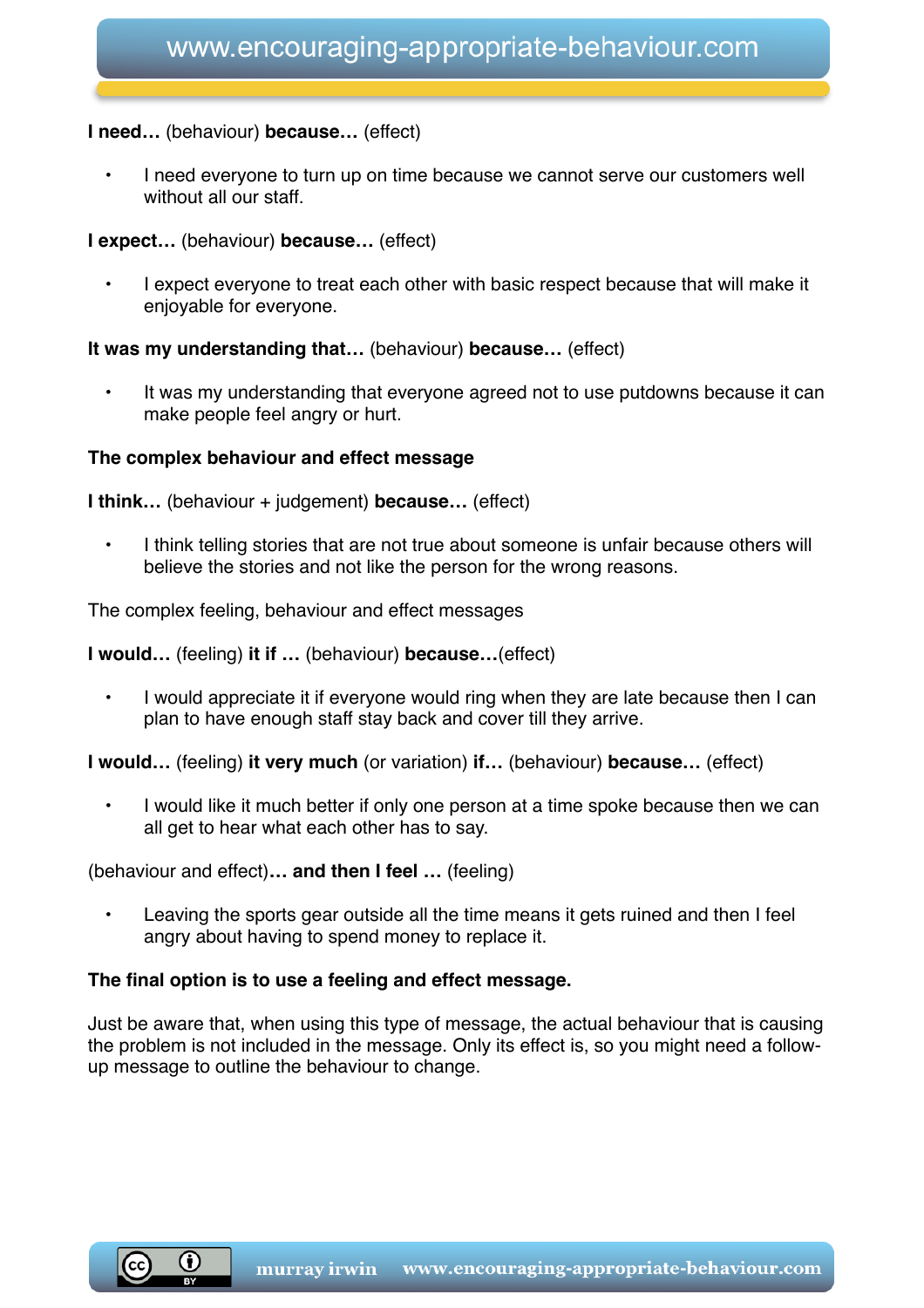**I need…** (behaviour) **because…** (effect)

- I need everyone to turn up on time because we cannot serve our customers well without all our staff.

**I expect…** (behaviour) **because…** (effect)

- I expect everyone to treat each other with basic respect because that will make it enjoyable for everyone.

**It was my understanding that…** (behaviour) **because…** (effect)

- It was my understanding that everyone agreed not to use putdowns because it can make people feel angry or hurt.

**The complex behaviour and effect message**

**I think…** (behaviour + judgement) **because…** (effect)

- I think telling stories that are not true about someone is unfair because others will believe the stories and not like the person for the wrong reasons.

The complex feeling, behaviour and effect messages

**I would…** (feeling) **it if …** (behaviour) **because…**(effect)

- I would appreciate it if everyone would ring when they are late because then I can plan to have enough staff stay back and cover till they arrive.

**I would…** (feeling) **it very much** (or variation) **if…** (behaviour) **because…** (effect)

- I would like it much better if only one person at a time spoke because then we can all get to hear what each other has to say.

(behaviour and effect)**… and then I feel …** (feeling)

- Leaving the sports gear outside all the time means it gets ruined and then I feel angry about having to spend money to replace it.

**The final option is to use a feeling and effect message.**

Just be aware that, when using this type of message, the actual behaviour that is causing the problem is not included in the message. Only its effect is, so you might need a follow-up message to outline the behaviour to change.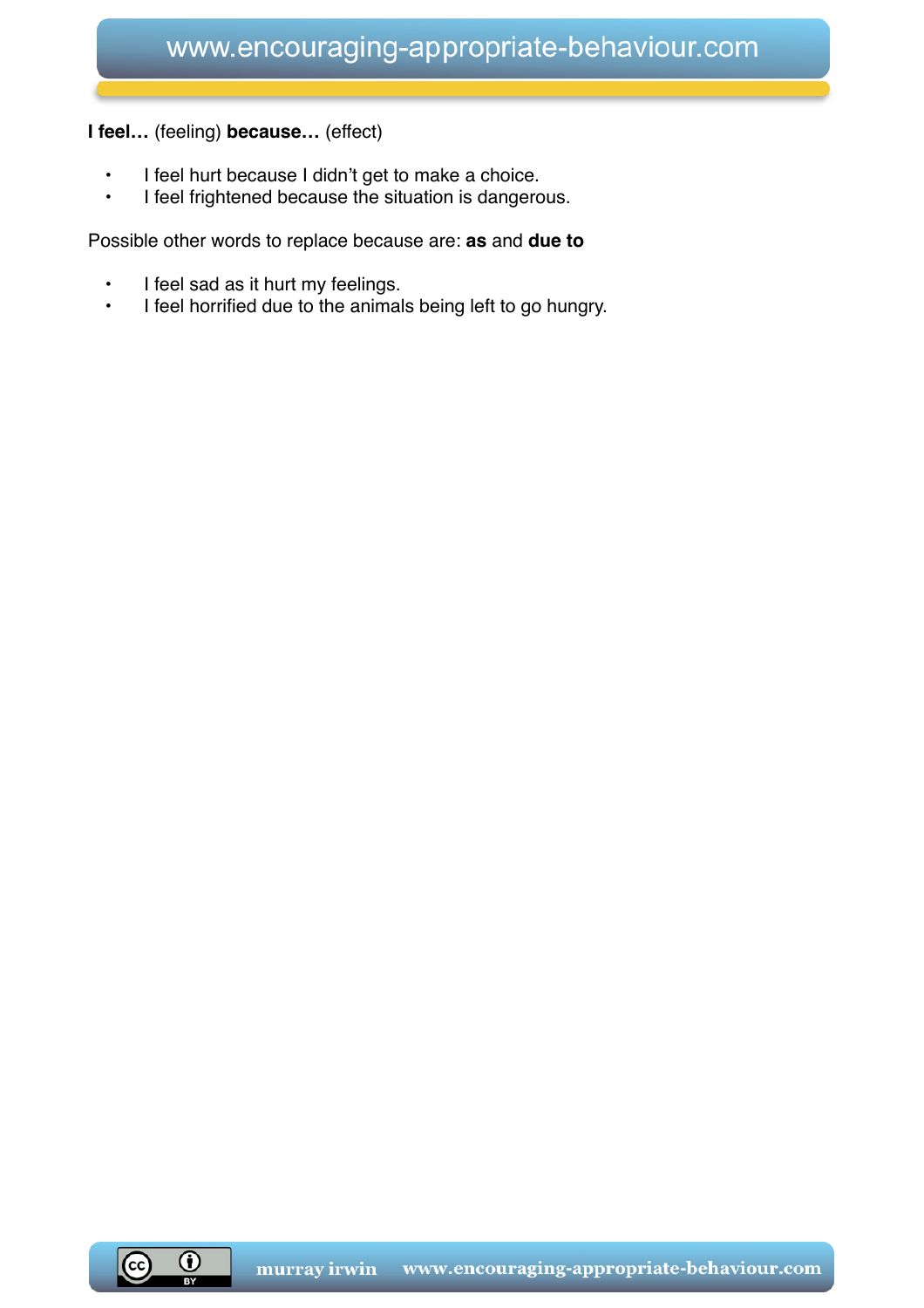**I feel…** (feeling) **because…** (effect)

- I feel hurt because I didn't get to make a choice.
- I feel frightened because the situation is dangerous.

Possible other words to replace because are: **as** and **due to**

- I feel sad as it hurt my feelings.
- I feel horrified due to the animals being left to go hungry.